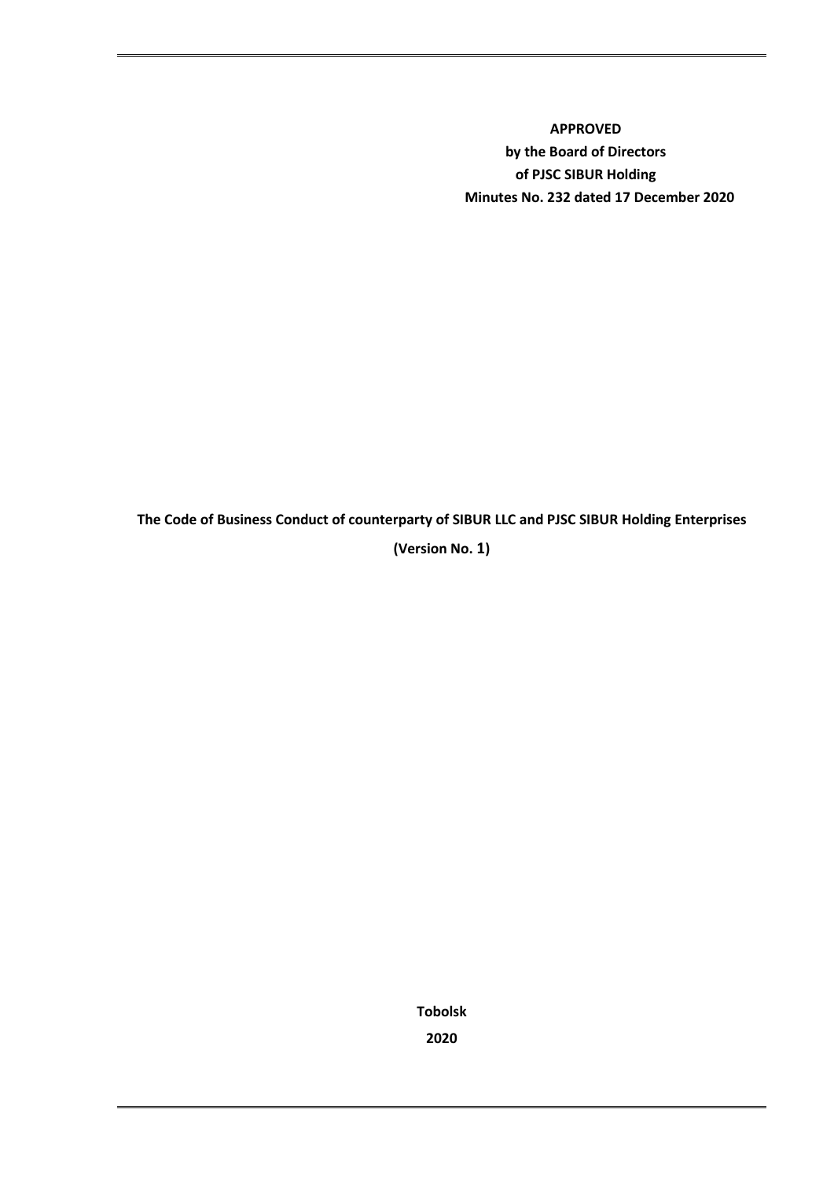**APPROVED**
**by the Board of Directors**
**of PJSC SIBUR Holding**
**Minutes No. 232 dated 17 December 2020**

# The Code of Business Conduct of counterparty of SIBUR LLC and PJSC SIBUR Holding Enterprises

**(Version No. 1)**

**Tobolsk**

**2020**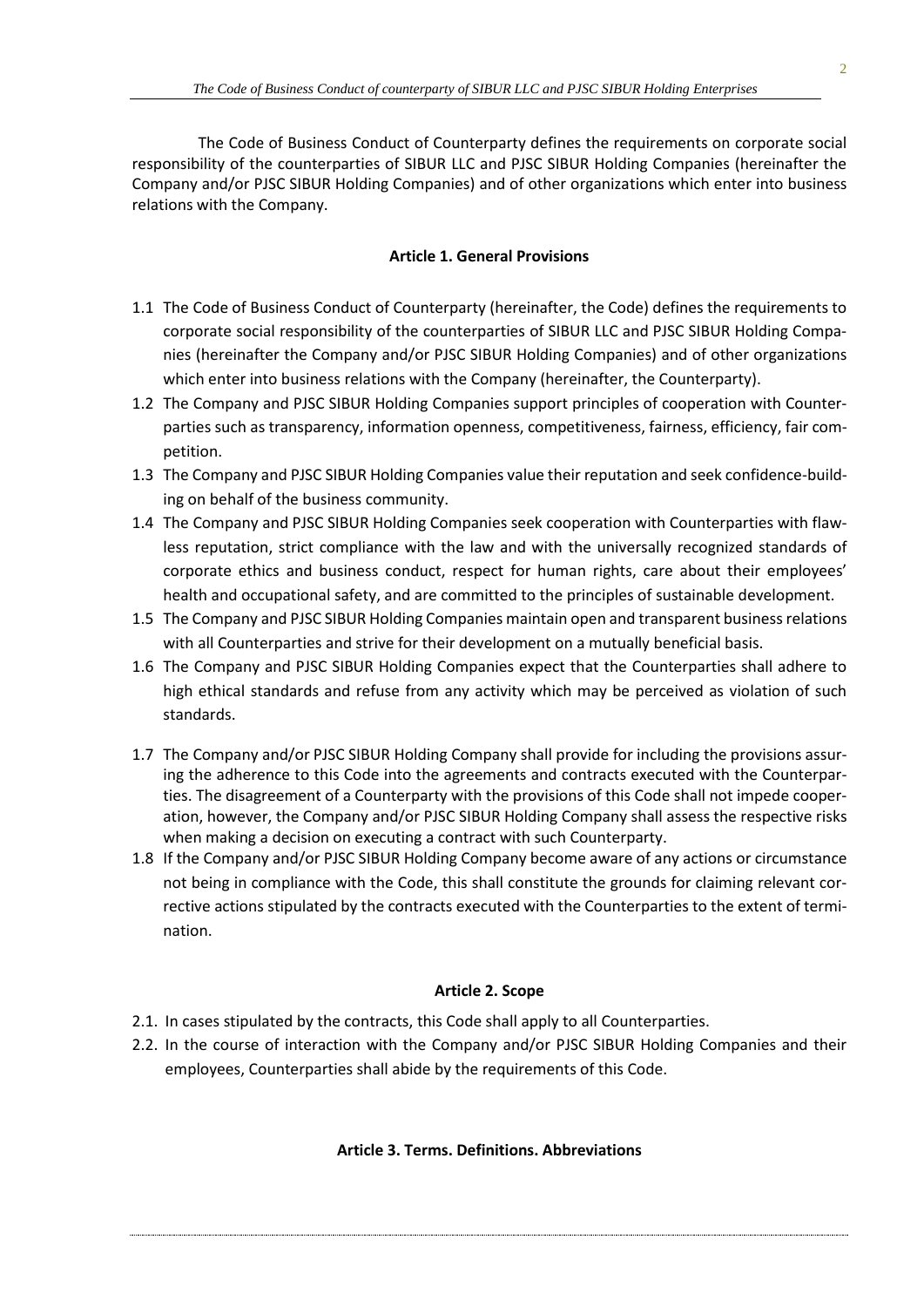The Code of Business Conduct of Counterparty defines the requirements on corporate social responsibility of the counterparties of SIBUR LLC and PJSC SIBUR Holding Companies (hereinafter the Company and/or PJSC SIBUR Holding Companies) and of other organizations which enter into business relations with the Company.

**Article 1. General Provisions**

1.1 The Code of Business Conduct of Counterparty (hereinafter, the Code) defines the requirements to corporate social responsibility of the counterparties of SIBUR LLC and PJSC SIBUR Holding Companies (hereinafter the Company and/or PJSC SIBUR Holding Companies) and of other organizations which enter into business relations with the Company (hereinafter, the Counterparty).

1.2 The Company and PJSC SIBUR Holding Companies support principles of cooperation with Counterparties such as transparency, information openness, competitiveness, fairness, efficiency, fair competition.

1.3 The Company and PJSC SIBUR Holding Companies value their reputation and seek confidence-building on behalf of the business community.

1.4 The Company and PJSC SIBUR Holding Companies seek cooperation with Counterparties with flawless reputation, strict compliance with the law and with the universally recognized standards of corporate ethics and business conduct, respect for human rights, care about their employees' health and occupational safety, and are committed to the principles of sustainable development.

1.5 The Company and PJSC SIBUR Holding Companies maintain open and transparent business relations with all Counterparties and strive for their development on a mutually beneficial basis.

1.6 The Company and PJSC SIBUR Holding Companies expect that the Counterparties shall adhere to high ethical standards and refuse from any activity which may be perceived as violation of such standards.

1.7 The Company and/or PJSC SIBUR Holding Company shall provide for including the provisions assuring the adherence to this Code into the agreements and contracts executed with the Counterparties. The disagreement of a Counterparty with the provisions of this Code shall not impede cooperation, however, the Company and/or PJSC SIBUR Holding Company shall assess the respective risks when making a decision on executing a contract with such Counterparty.

1.8 If the Company and/or PJSC SIBUR Holding Company become aware of any actions or circumstance not being in compliance with the Code, this shall constitute the grounds for claiming relevant corrective actions stipulated by the contracts executed with the Counterparties to the extent of termination.

**Article 2. Scope**

2.1. In cases stipulated by the contracts, this Code shall apply to all Counterparties.

2.2. In the course of interaction with the Company and/or PJSC SIBUR Holding Companies and their employees, Counterparties shall abide by the requirements of this Code.

**Article 3. Terms. Definitions. Abbreviations**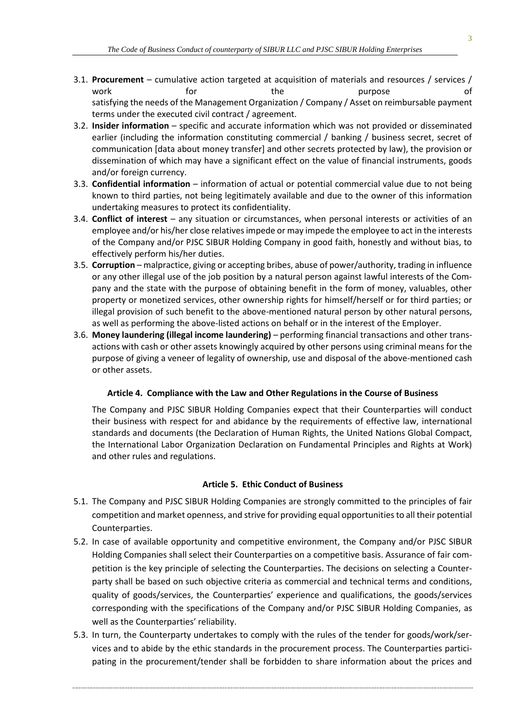3.1. **Procurement** – cumulative action targeted at acquisition of materials and resources / services / work for the purpose of satisfying the needs of the Management Organization / Company / Asset on reimbursable payment terms under the executed civil contract / agreement.

3.2. **Insider information** – specific and accurate information which was not provided or disseminated earlier (including the information constituting commercial / banking / business secret, secret of communication [data about money transfer] and other secrets protected by law), the provision or dissemination of which may have a significant effect on the value of financial instruments, goods and/or foreign currency.

3.3. **Confidential information** – information of actual or potential commercial value due to not being known to third parties, not being legitimately available and due to the owner of this information undertaking measures to protect its confidentiality.

3.4. **Conflict of interest** – any situation or circumstances, when personal interests or activities of an employee and/or his/her close relatives impede or may impede the employee to act in the interests of the Company and/or PJSC SIBUR Holding Company in good faith, honestly and without bias, to effectively perform his/her duties.

3.5. **Corruption** – malpractice, giving or accepting bribes, abuse of power/authority, trading in influence or any other illegal use of the job position by a natural person against lawful interests of the Company and the state with the purpose of obtaining benefit in the form of money, valuables, other property or monetized services, other ownership rights for himself/herself or for third parties; or illegal provision of such benefit to the above-mentioned natural person by other natural persons, as well as performing the above-listed actions on behalf or in the interest of the Employer.

3.6. **Money laundering (illegal income laundering)** – performing financial transactions and other transactions with cash or other assets knowingly acquired by other persons using criminal means for the purpose of giving a veneer of legality of ownership, use and disposal of the above-mentioned cash or other assets.

### Article 4. Compliance with the Law and Other Regulations in the Course of Business

The Company and PJSC SIBUR Holding Companies expect that their Counterparties will conduct their business with respect for and abidance by the requirements of effective law, international standards and documents (the Declaration of Human Rights, the United Nations Global Compact, the International Labor Organization Declaration on Fundamental Principles and Rights at Work) and other rules and regulations.

### Article 5. Ethic Conduct of Business

5.1. The Company and PJSC SIBUR Holding Companies are strongly committed to the principles of fair competition and market openness, and strive for providing equal opportunities to all their potential Counterparties.

5.2. In case of available opportunity and competitive environment, the Company and/or PJSC SIBUR Holding Companies shall select their Counterparties on a competitive basis. Assurance of fair competition is the key principle of selecting the Counterparties. The decisions on selecting a Counterparty shall be based on such objective criteria as commercial and technical terms and conditions, quality of goods/services, the Counterparties' experience and qualifications, the goods/services corresponding with the specifications of the Company and/or PJSC SIBUR Holding Companies, as well as the Counterparties' reliability.

5.3. In turn, the Counterparty undertakes to comply with the rules of the tender for goods/work/services and to abide by the ethic standards in the procurement process. The Counterparties participating in the procurement/tender shall be forbidden to share information about the prices and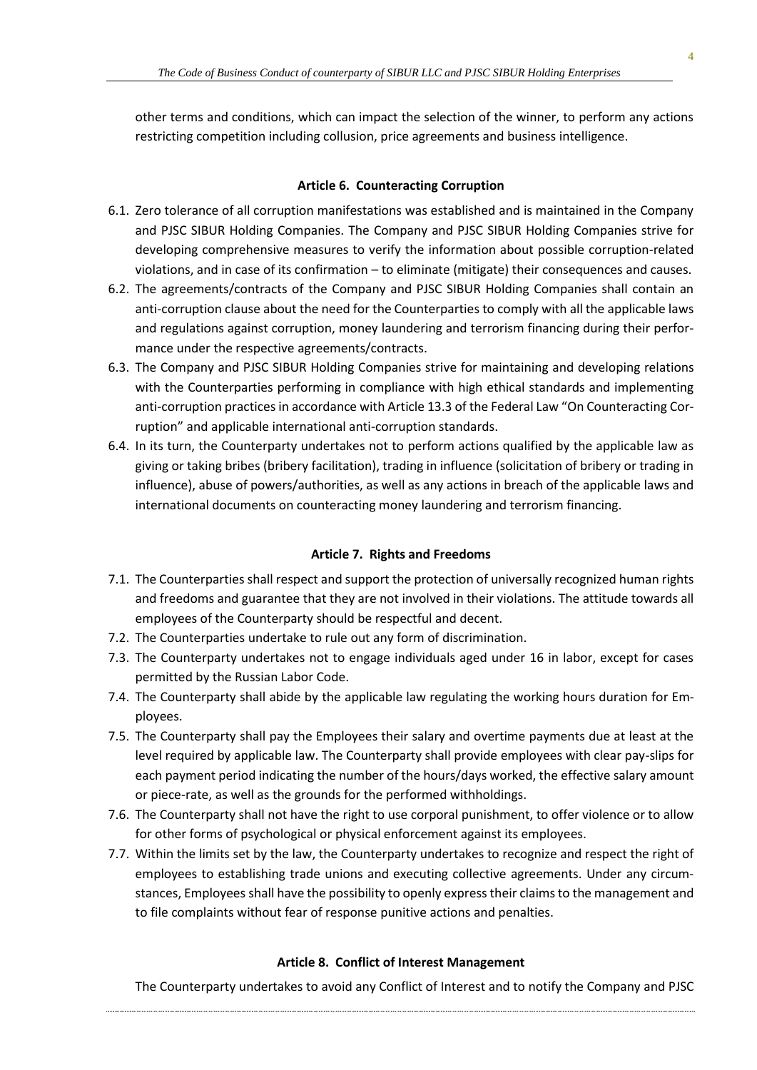other terms and conditions, which can impact the selection of the winner, to perform any actions restricting competition including collusion, price agreements and business intelligence.

### Article 6. Counteracting Corruption

6.1. Zero tolerance of all corruption manifestations was established and is maintained in the Company and PJSC SIBUR Holding Companies. The Company and PJSC SIBUR Holding Companies strive for developing comprehensive measures to verify the information about possible corruption-related violations, and in case of its confirmation – to eliminate (mitigate) their consequences and causes.

6.2. The agreements/contracts of the Company and PJSC SIBUR Holding Companies shall contain an anti-corruption clause about the need for the Counterparties to comply with all the applicable laws and regulations against corruption, money laundering and terrorism financing during their performance under the respective agreements/contracts.

6.3. The Company and PJSC SIBUR Holding Companies strive for maintaining and developing relations with the Counterparties performing in compliance with high ethical standards and implementing anti-corruption practices in accordance with Article 13.3 of the Federal Law "On Counteracting Corruption" and applicable international anti-corruption standards.

6.4. In its turn, the Counterparty undertakes not to perform actions qualified by the applicable law as giving or taking bribes (bribery facilitation), trading in influence (solicitation of bribery or trading in influence), abuse of powers/authorities, as well as any actions in breach of the applicable laws and international documents on counteracting money laundering and terrorism financing.

### Article 7. Rights and Freedoms

7.1. The Counterparties shall respect and support the protection of universally recognized human rights and freedoms and guarantee that they are not involved in their violations. The attitude towards all employees of the Counterparty should be respectful and decent.

7.2. The Counterparties undertake to rule out any form of discrimination.

7.3. The Counterparty undertakes not to engage individuals aged under 16 in labor, except for cases permitted by the Russian Labor Code.

7.4. The Counterparty shall abide by the applicable law regulating the working hours duration for Employees.

7.5. The Counterparty shall pay the Employees their salary and overtime payments due at least at the level required by applicable law. The Counterparty shall provide employees with clear pay-slips for each payment period indicating the number of the hours/days worked, the effective salary amount or piece-rate, as well as the grounds for the performed withholdings.

7.6. The Counterparty shall not have the right to use corporal punishment, to offer violence or to allow for other forms of psychological or physical enforcement against its employees.

7.7. Within the limits set by the law, the Counterparty undertakes to recognize and respect the right of employees to establishing trade unions and executing collective agreements. Under any circumstances, Employees shall have the possibility to openly express their claims to the management and to file complaints without fear of response punitive actions and penalties.

### Article 8. Conflict of Interest Management

The Counterparty undertakes to avoid any Conflict of Interest and to notify the Company and PJSC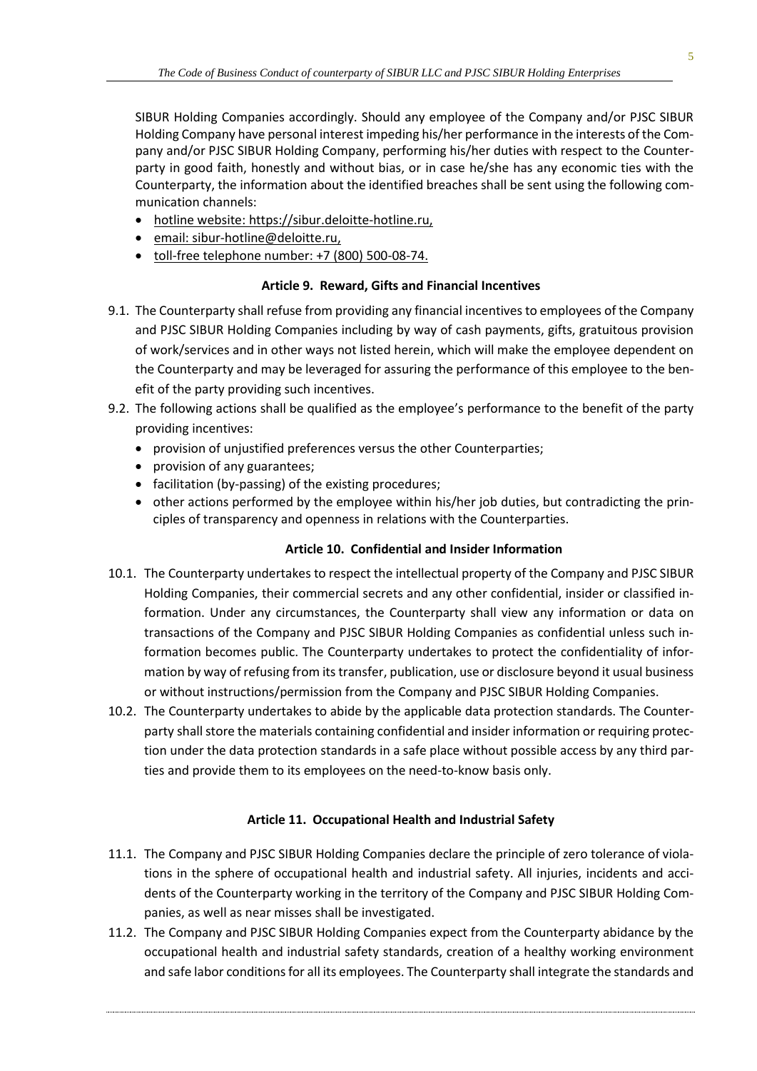SIBUR Holding Companies accordingly. Should any employee of the Company and/or PJSC SIBUR Holding Company have personal interest impeding his/her performance in the interests of the Company and/or PJSC SIBUR Holding Company, performing his/her duties with respect to the Counterparty in good faith, honestly and without bias, or in case he/she has any economic ties with the Counterparty, the information about the identified breaches shall be sent using the following communication channels:

- hotline website: https://sibur.deloitte-hotline.ru,
- email: sibur-hotline@deloitte.ru,
- toll-free telephone number: +7 (800) 500-08-74.

### Article 9. Reward, Gifts and Financial Incentives

9.1. The Counterparty shall refuse from providing any financial incentives to employees of the Company and PJSC SIBUR Holding Companies including by way of cash payments, gifts, gratuitous provision of work/services and in other ways not listed herein, which will make the employee dependent on the Counterparty and may be leveraged for assuring the performance of this employee to the benefit of the party providing such incentives.

9.2. The following actions shall be qualified as the employee's performance to the benefit of the party providing incentives:

- provision of unjustified preferences versus the other Counterparties;
- provision of any guarantees;
- facilitation (by-passing) of the existing procedures;
- other actions performed by the employee within his/her job duties, but contradicting the principles of transparency and openness in relations with the Counterparties.

### Article 10. Confidential and Insider Information

10.1. The Counterparty undertakes to respect the intellectual property of the Company and PJSC SIBUR Holding Companies, their commercial secrets and any other confidential, insider or classified information. Under any circumstances, the Counterparty shall view any information or data on transactions of the Company and PJSC SIBUR Holding Companies as confidential unless such information becomes public. The Counterparty undertakes to protect the confidentiality of information by way of refusing from its transfer, publication, use or disclosure beyond it usual business or without instructions/permission from the Company and PJSC SIBUR Holding Companies.

10.2. The Counterparty undertakes to abide by the applicable data protection standards. The Counterparty shall store the materials containing confidential and insider information or requiring protection under the data protection standards in a safe place without possible access by any third parties and provide them to its employees on the need-to-know basis only.

### Article 11. Occupational Health and Industrial Safety

11.1. The Company and PJSC SIBUR Holding Companies declare the principle of zero tolerance of violations in the sphere of occupational health and industrial safety. All injuries, incidents and accidents of the Counterparty working in the territory of the Company and PJSC SIBUR Holding Companies, as well as near misses shall be investigated.

11.2. The Company and PJSC SIBUR Holding Companies expect from the Counterparty abidance by the occupational health and industrial safety standards, creation of a healthy working environment and safe labor conditions for all its employees. The Counterparty shall integrate the standards and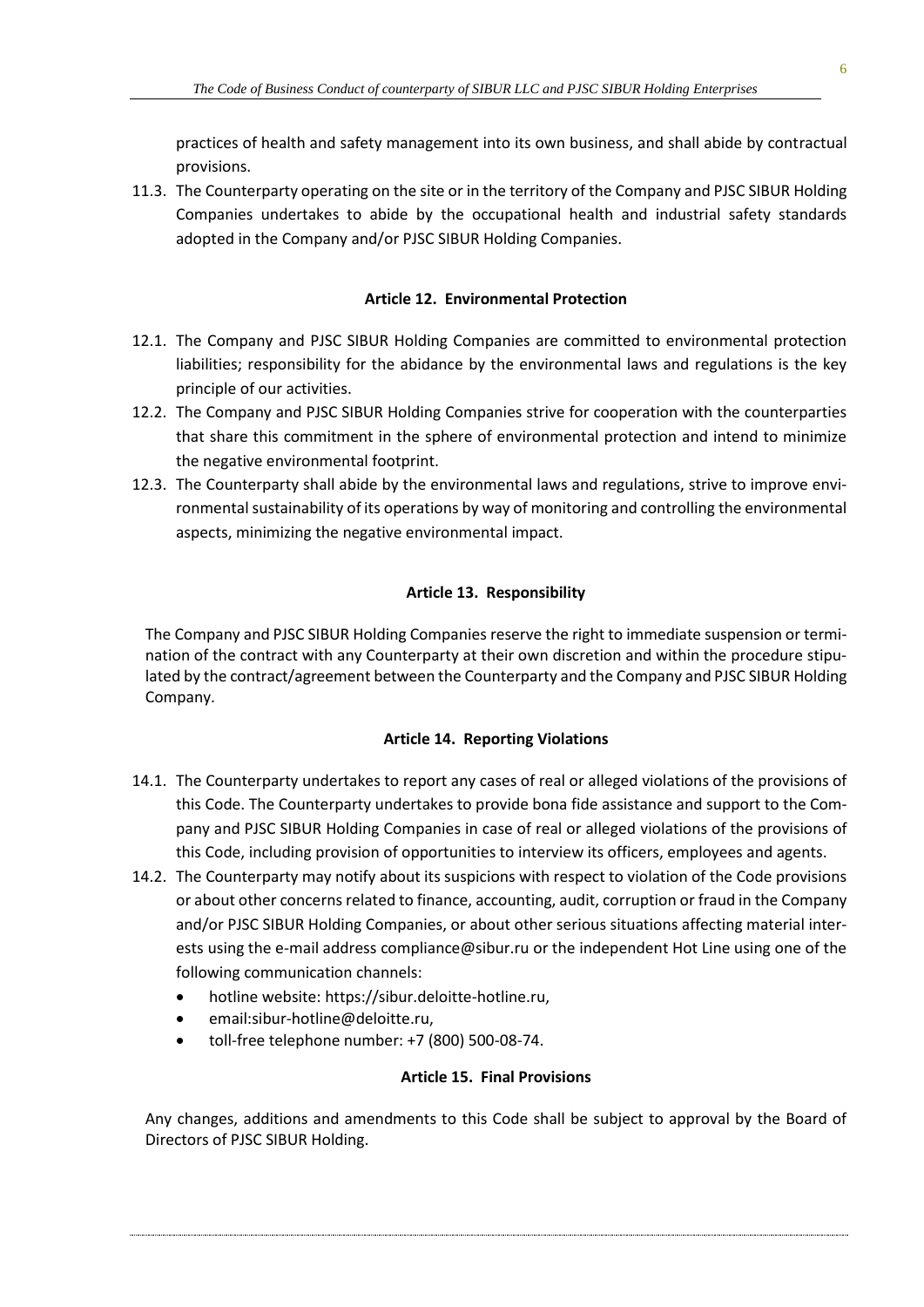practices of health and safety management into its own business, and shall abide by contractual provisions.

11.3. The Counterparty operating on the site or in the territory of the Company and PJSC SIBUR Holding Companies undertakes to abide by the occupational health and industrial safety standards adopted in the Company and/or PJSC SIBUR Holding Companies.

**Article 12. Environmental Protection**

12.1. The Company and PJSC SIBUR Holding Companies are committed to environmental protection liabilities; responsibility for the abidance by the environmental laws and regulations is the key principle of our activities.

12.2. The Company and PJSC SIBUR Holding Companies strive for cooperation with the counterparties that share this commitment in the sphere of environmental protection and intend to minimize the negative environmental footprint.

12.3. The Counterparty shall abide by the environmental laws and regulations, strive to improve environmental sustainability of its operations by way of monitoring and controlling the environmental aspects, minimizing the negative environmental impact.

**Article 13. Responsibility**

The Company and PJSC SIBUR Holding Companies reserve the right to immediate suspension or termination of the contract with any Counterparty at their own discretion and within the procedure stipulated by the contract/agreement between the Counterparty and the Company and PJSC SIBUR Holding Company.

**Article 14. Reporting Violations**

14.1. The Counterparty undertakes to report any cases of real or alleged violations of the provisions of this Code. The Counterparty undertakes to provide bona fide assistance and support to the Company and PJSC SIBUR Holding Companies in case of real or alleged violations of the provisions of this Code, including provision of opportunities to interview its officers, employees and agents.

14.2. The Counterparty may notify about its suspicions with respect to violation of the Code provisions or about other concerns related to finance, accounting, audit, corruption or fraud in the Company and/or PJSC SIBUR Holding Companies, or about other serious situations affecting material interests using the e-mail address compliance@sibur.ru or the independent Hot Line using one of the following communication channels:

- hotline website: https://sibur.deloitte-hotline.ru,
- email:sibur-hotline@deloitte.ru,
- toll-free telephone number: +7 (800) 500-08-74.

**Article 15. Final Provisions**

Any changes, additions and amendments to this Code shall be subject to approval by the Board of Directors of PJSC SIBUR Holding.